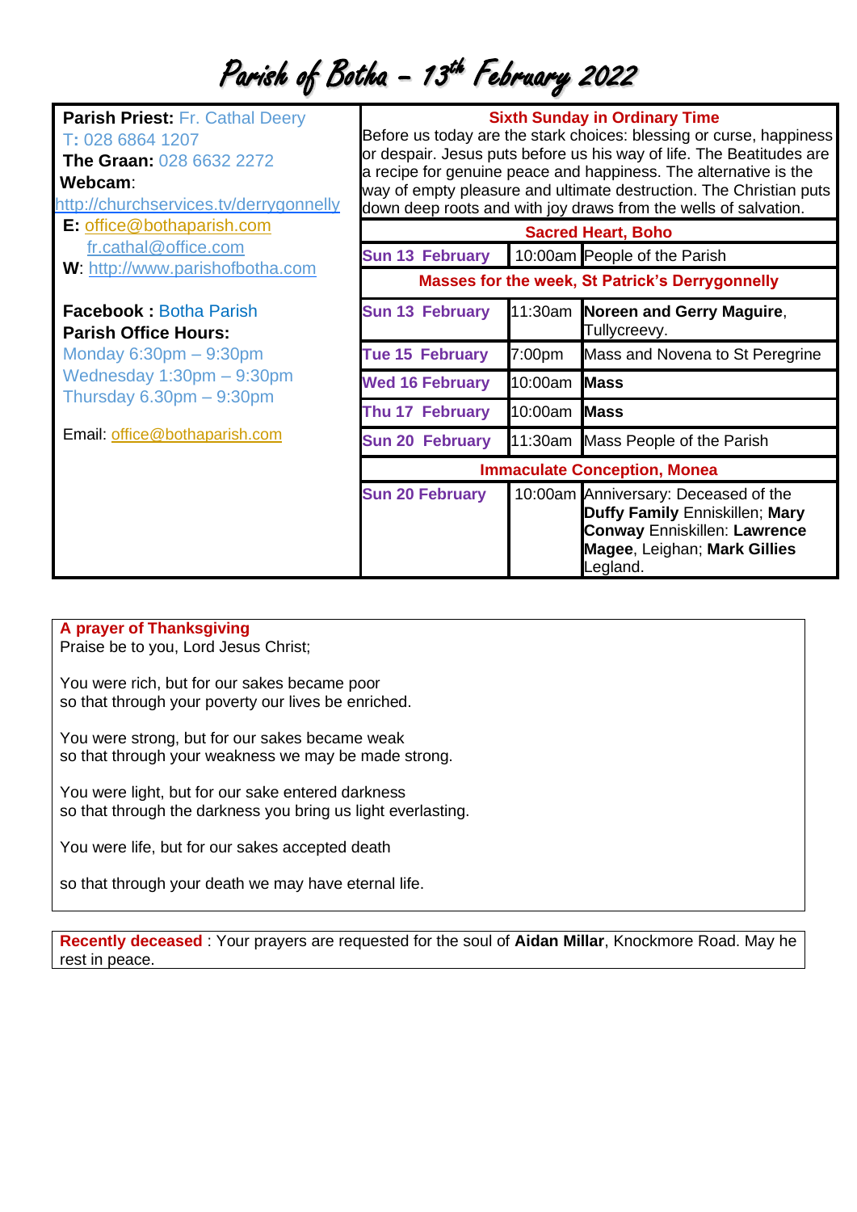# Parish of Botha – 13th February 2022

**Parish Priest:** Fr. Cathal Deery
T: 028 6864 1207
**The Graan:** 028 6632 2272
**Webcam**:
http://churchservices.tv/derrygonnelly
**E:** office@bothaparish.com
fr.cathal@office.com
**W**: http://www.parishofbotha.com

**Facebook :** Botha Parish
**Parish Office Hours:**
Monday 6:30pm – 9:30pm
Wednesday 1:30pm – 9:30pm
Thursday 6.30pm – 9:30pm

Email: office@bothaparish.com

**Sixth Sunday in Ordinary Time**

Before us today are the stark choices: blessing or curse, happiness or despair. Jesus puts before us his way of life. The Beatitudes are a recipe for genuine peace and happiness. The alternative is the way of empty pleasure and ultimate destruction. The Christian puts down deep roots and with joy draws from the wells of salvation.

| **Sacred Heart, Boho** | | |
|---|---|---|
| Sun 13 February | 10:00am | People of the Parish |
| **Masses for the week, St Patrick's Derrygonnelly** | | |
| Sun 13 February | 11:30am | **Noreen and Gerry Maguire**, Tullycreevy. |
| Tue 15 February | 7:00pm | Mass and Novena to St Peregrine |
| Wed 16 February | 10:00am | **Mass** |
| Thu 17 February | 10:00am | **Mass** |
| Sun 20 February | 11:30am | Mass People of the Parish |
| **Immaculate Conception, Monea** | | |
| Sun 20 February | 10:00am | Anniversary: Deceased of the **Duffy Family** Enniskillen; **Mary Conway** Enniskillen: **Lawrence Magee**, Leighan; **Mark Gillies** Legland. |

**A prayer of Thanksgiving**
Praise be to you, Lord Jesus Christ;

You were rich, but for our sakes became poor
so that through your poverty our lives be enriched.

You were strong, but for our sakes became weak
so that through your weakness we may be made strong.

You were light, but for our sake entered darkness
so that through the darkness you bring us light everlasting.

You were life, but for our sakes accepted death

so that through your death we may have eternal life.

**Recently deceased** : Your prayers are requested for the soul of **Aidan Millar**, Knockmore Road. May he rest in peace.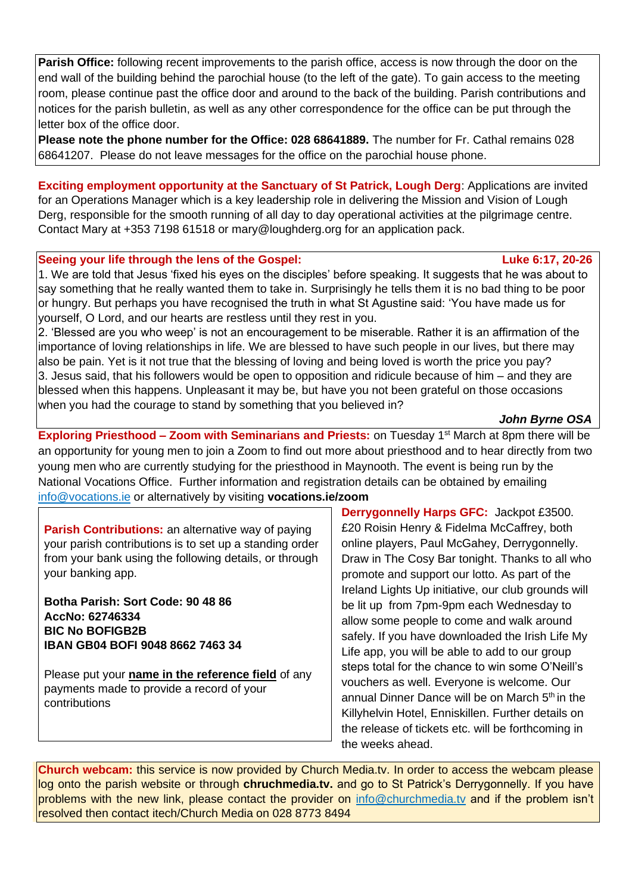**Parish Office:** following recent improvements to the parish office, access is now through the door on the end wall of the building behind the parochial house (to the left of the gate). To gain access to the meeting room, please continue past the office door and around to the back of the building. Parish contributions and notices for the parish bulletin, as well as any other correspondence for the office can be put through the letter box of the office door.

**Please note the phone number for the Office: 028 68641889.** The number for Fr. Cathal remains 028 68641207. Please do not leave messages for the office on the parochial house phone.

**Exciting employment opportunity at the Sanctuary of St Patrick, Lough Derg**: Applications are invited for an Operations Manager which is a key leadership role in delivering the Mission and Vision of Lough Derg, responsible for the smooth running of all day to day operational activities at the pilgrimage centre. Contact Mary at +353 7198 61518 or mary@loughderg.org for an application pack.

**Seeing your life through the lens of the Gospel:** **Luke 6:17, 20-26**

1. We are told that Jesus 'fixed his eyes on the disciples' before speaking. It suggests that he was about to say something that he really wanted them to take in. Surprisingly he tells them it is no bad thing to be poor or hungry. But perhaps you have recognised the truth in what St Agustine said: 'You have made us for yourself, O Lord, and our hearts are restless until they rest in you.
2. 'Blessed are you who weep' is not an encouragement to be miserable. Rather it is an affirmation of the importance of loving relationships in life. We are blessed to have such people in our lives, but there may also be pain. Yet is it not true that the blessing of loving and being loved is worth the price you pay?
3. Jesus said, that his followers would be open to opposition and ridicule because of him – and they are blessed when this happens. Unpleasant it may be, but have you not been grateful on those occasions when you had the courage to stand by something that you believed in?

***John Byrne OSA***

**Exploring Priesthood – Zoom with Seminarians and Priests:** on Tuesday 1st March at 8pm there will be an opportunity for young men to join a Zoom to find out more about priesthood and to hear directly from two young men who are currently studying for the priesthood in Maynooth. The event is being run by the National Vocations Office. Further information and registration details can be obtained by emailing info@vocations.ie or alternatively by visiting **vocations.ie/zoom**

**Parish Contributions:** an alternative way of paying your parish contributions is to set up a standing order from your bank using the following details, or through your banking app.

**Botha Parish: Sort Code: 90 48 86**
**AccNo: 62746334**
**BIC No BOFIGB2B**
**IBAN GB04 BOFI 9048 8662 7463 34**

Please put your **name in the reference field** of any payments made to provide a record of your contributions

**Derrygonnelly Harps GFC:** Jackpot £3500. £20 Roisin Henry & Fidelma McCaffrey, both online players, Paul McGahey, Derrygonnelly. Draw in The Cosy Bar tonight. Thanks to all who promote and support our lotto. As part of the Ireland Lights Up initiative, our club grounds will be lit up from 7pm-9pm each Wednesday to allow some people to come and walk around safely. If you have downloaded the Irish Life My Life app, you will be able to add to our group steps total for the chance to win some O'Neill's vouchers as well. Everyone is welcome. Our annual Dinner Dance will be on March 5th in the Killyhelvin Hotel, Enniskillen. Further details on the release of tickets etc. will be forthcoming in the weeks ahead.

**Church webcam:** this service is now provided by Church Media.tv. In order to access the webcam please log onto the parish website or through **chruchmedia.tv.** and go to St Patrick's Derrygonnelly. If you have problems with the new link, please contact the provider on info@churchmedia.tv and if the problem isn't resolved then contact itech/Church Media on 028 8773 8494